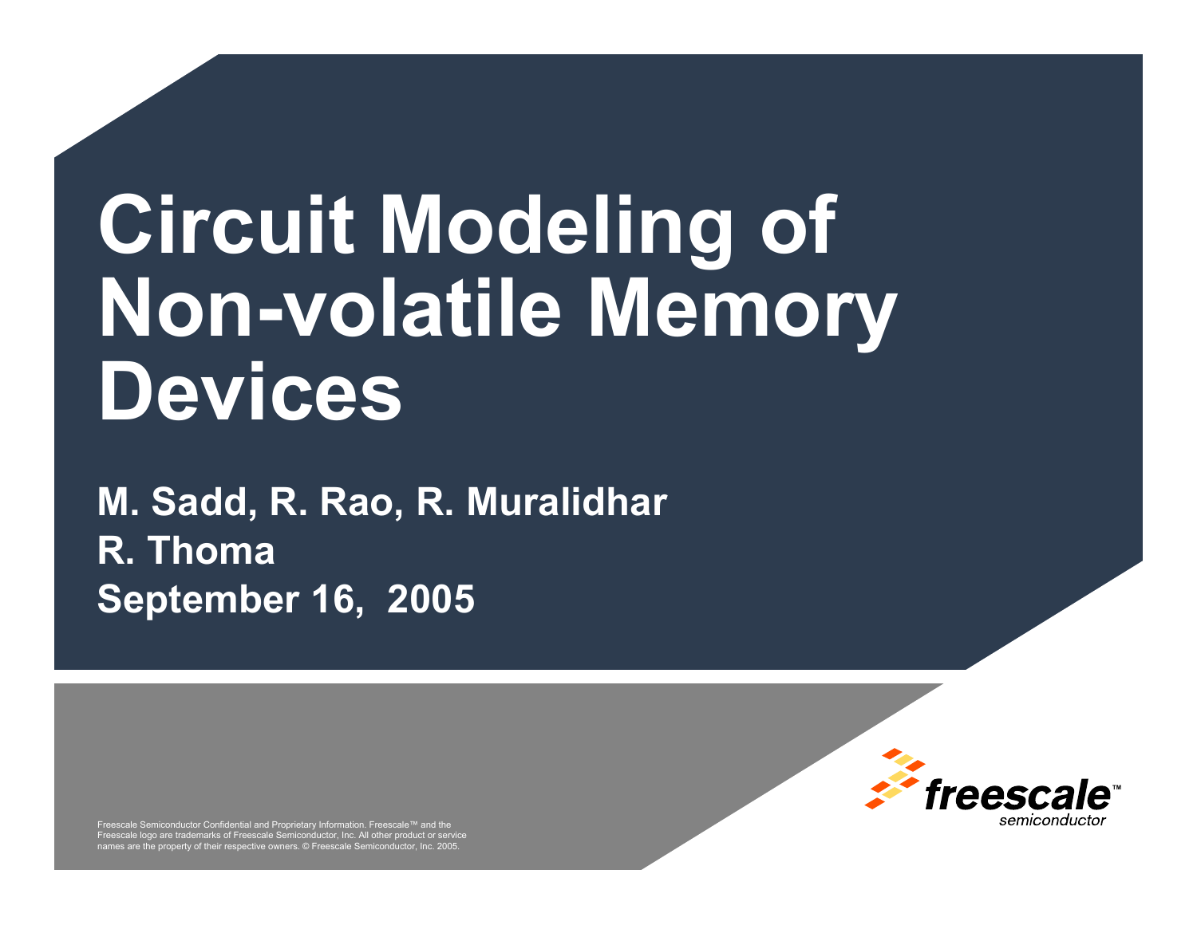# Circuit Modeling of Non-volatile Memory Devices

**M. Sadd, R. Rao, R. Muralidhar**
**R. Thoma**
**September 16, 2005**

Freescale Semiconductor Confidential and Proprietary Information. Freescale™ and the Freescale logo are trademarks of Freescale Semiconductor, Inc. All other product or service names are the property of their respective owners. © Freescale Semiconductor, Inc. 2005.

freescale™ semiconductor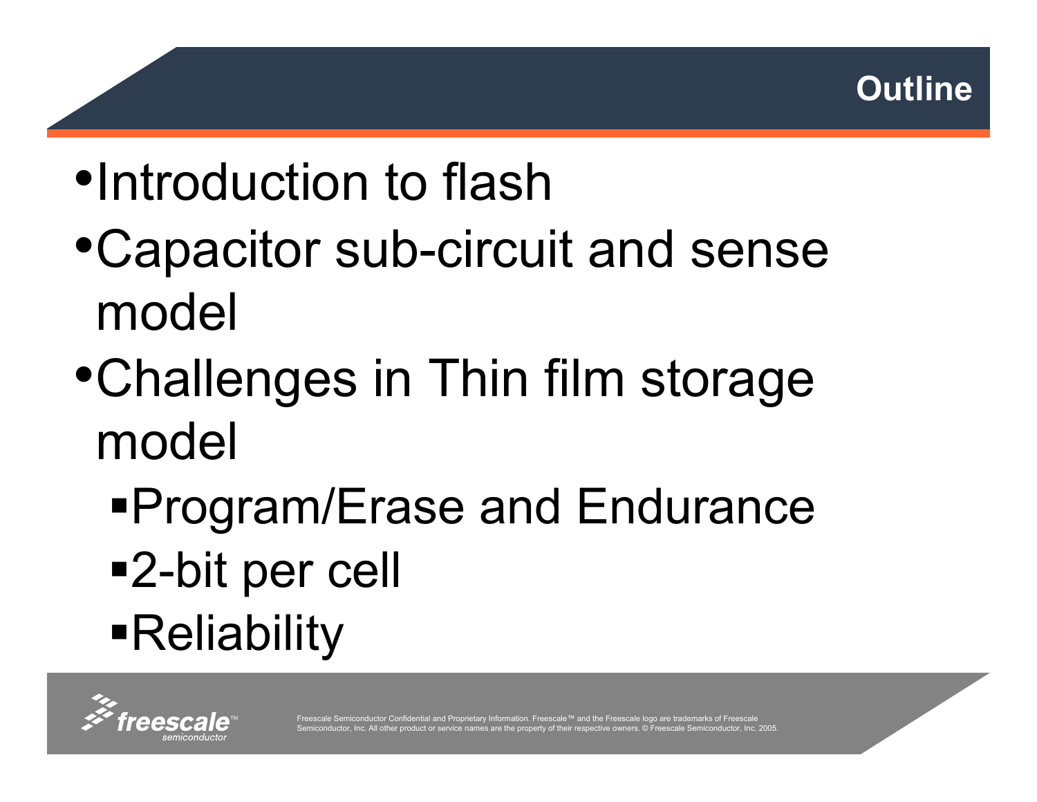# Outline

- Introduction to flash
- Capacitor sub-circuit and sense model
- Challenges in Thin film storage model
  - Program/Erase and Endurance
  - 2-bit per cell
  - Reliability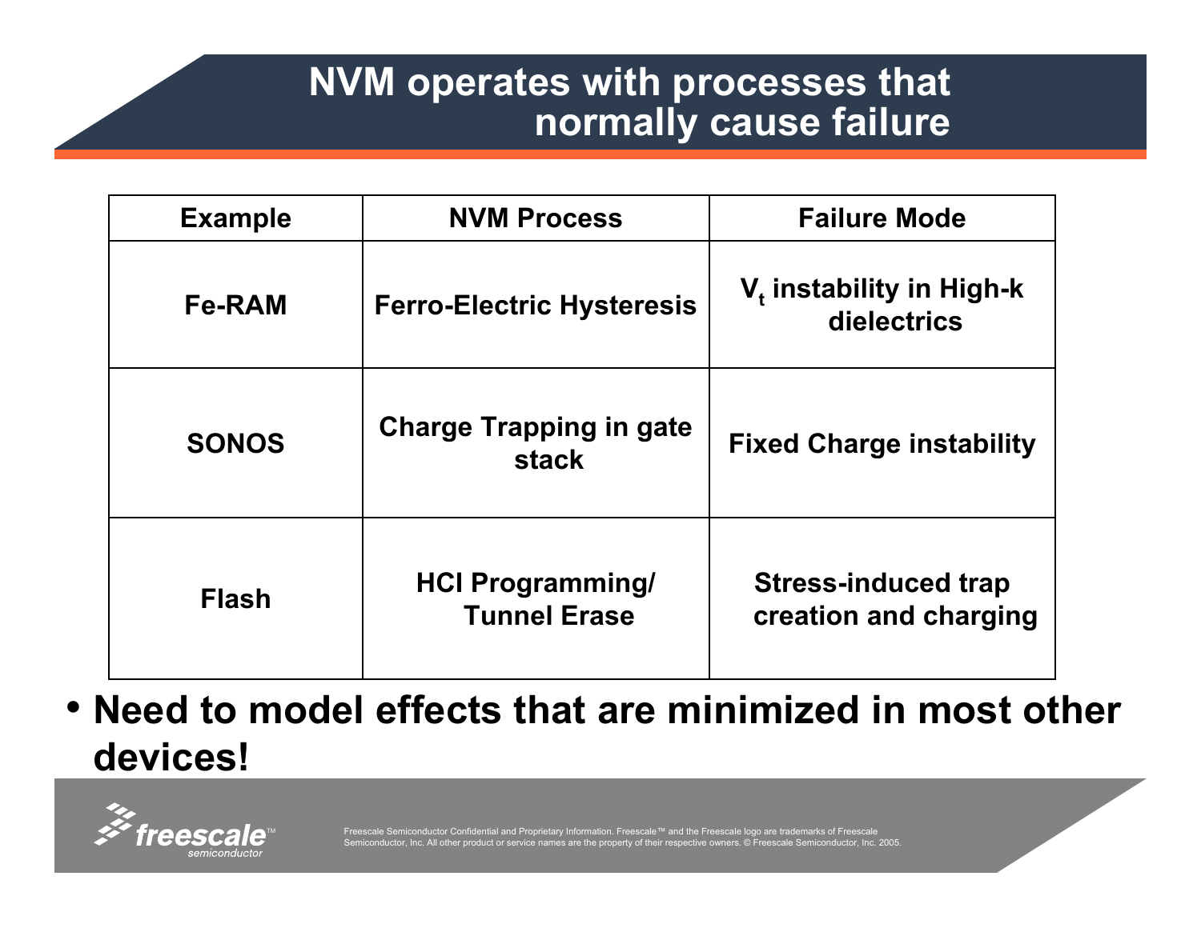# NVM operates with processes that normally cause failure

| Example | NVM Process | Failure Mode |
| --- | --- | --- |
| Fe-RAM | Ferro-Electric Hysteresis | $V_t$ instability in High-k dielectrics |
| SONOS | Charge Trapping in gate stack | Fixed Charge instability |
| Flash | HCI Programming/ Tunnel Erase | Stress-induced trap creation and charging |

- **Need to model effects that are minimized in most other devices!**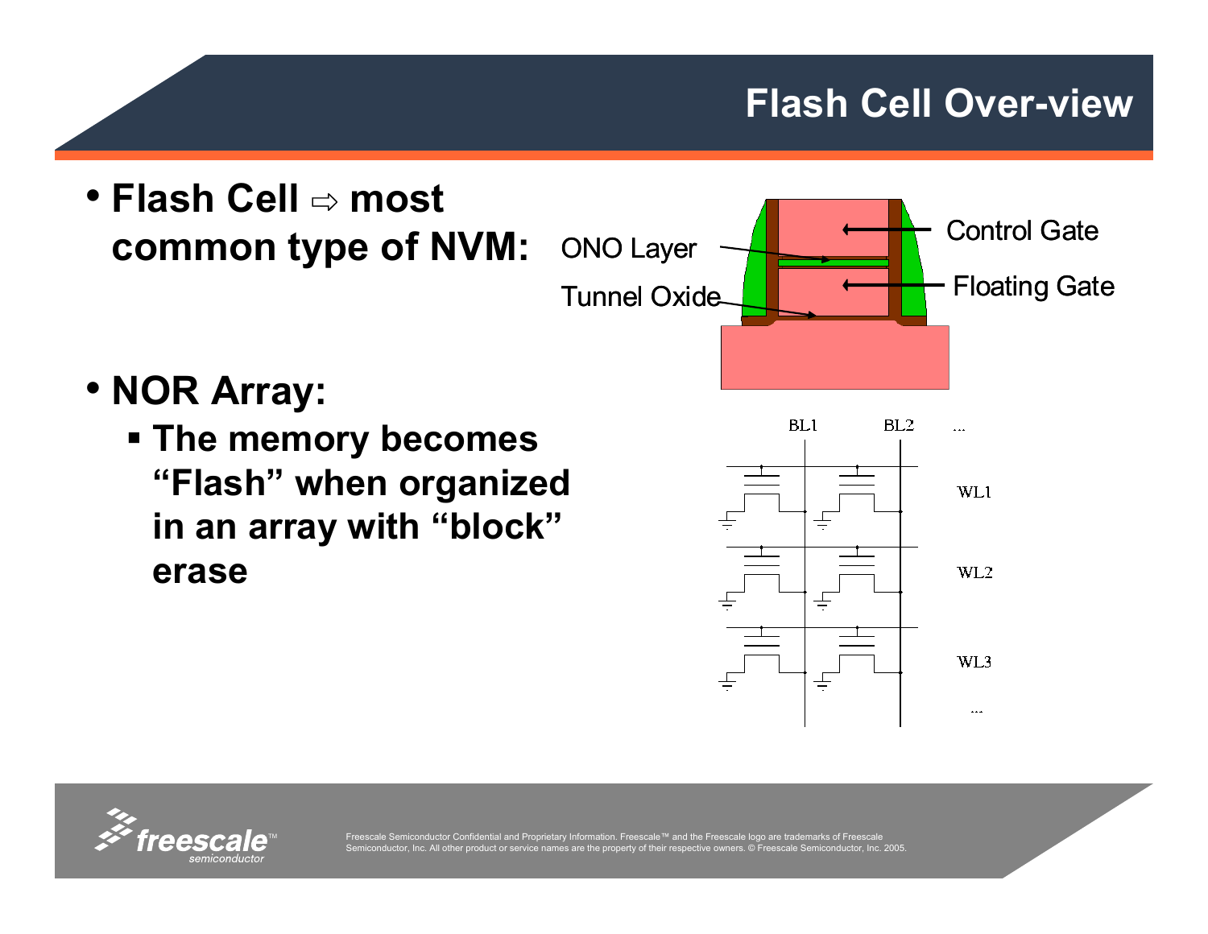# Flash Cell Over-view

- **Flash Cell ⇨ most common type of NVM:**

ONO Layer

Tunnel Oxide

Control Gate

Floating Gate

- **NOR Array:**
  - **The memory becomes "Flash" when organized in an array with "block" erase**

BL1 BL2 ...

WL1

WL2

WL3

...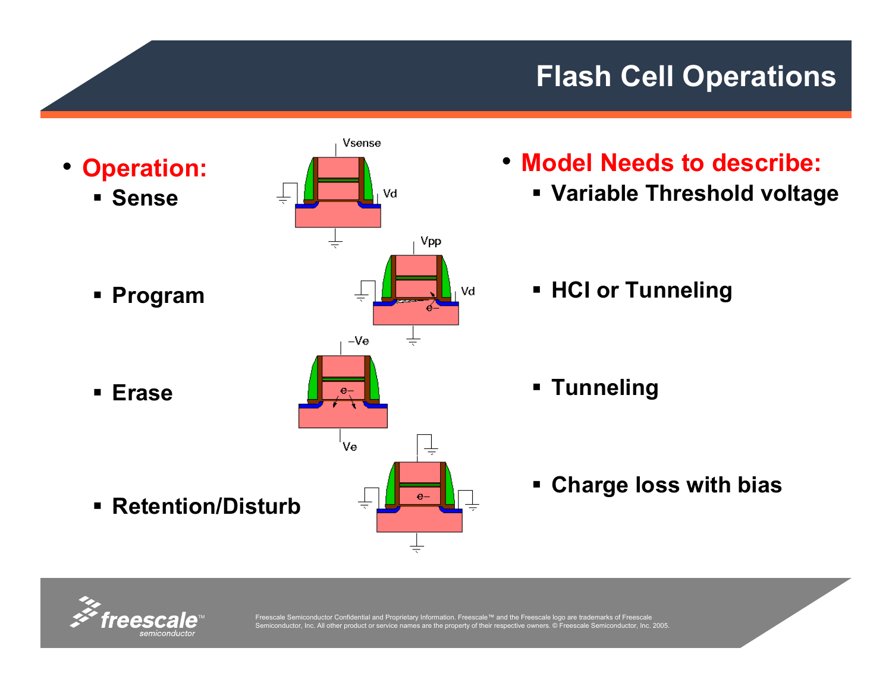# Flash Cell Operations

- **Operation:**
  - **Sense**
  - **Program**
  - **Erase**
  - **Retention/Disturb**

Vsense, Vd, Vpp, Vd, e−, −Ve, e−, Ve, e−

- **Model Needs to describe:**
  - **Variable Threshold voltage**
  - **HCI or Tunneling**
  - **Tunneling**
  - **Charge loss with bias**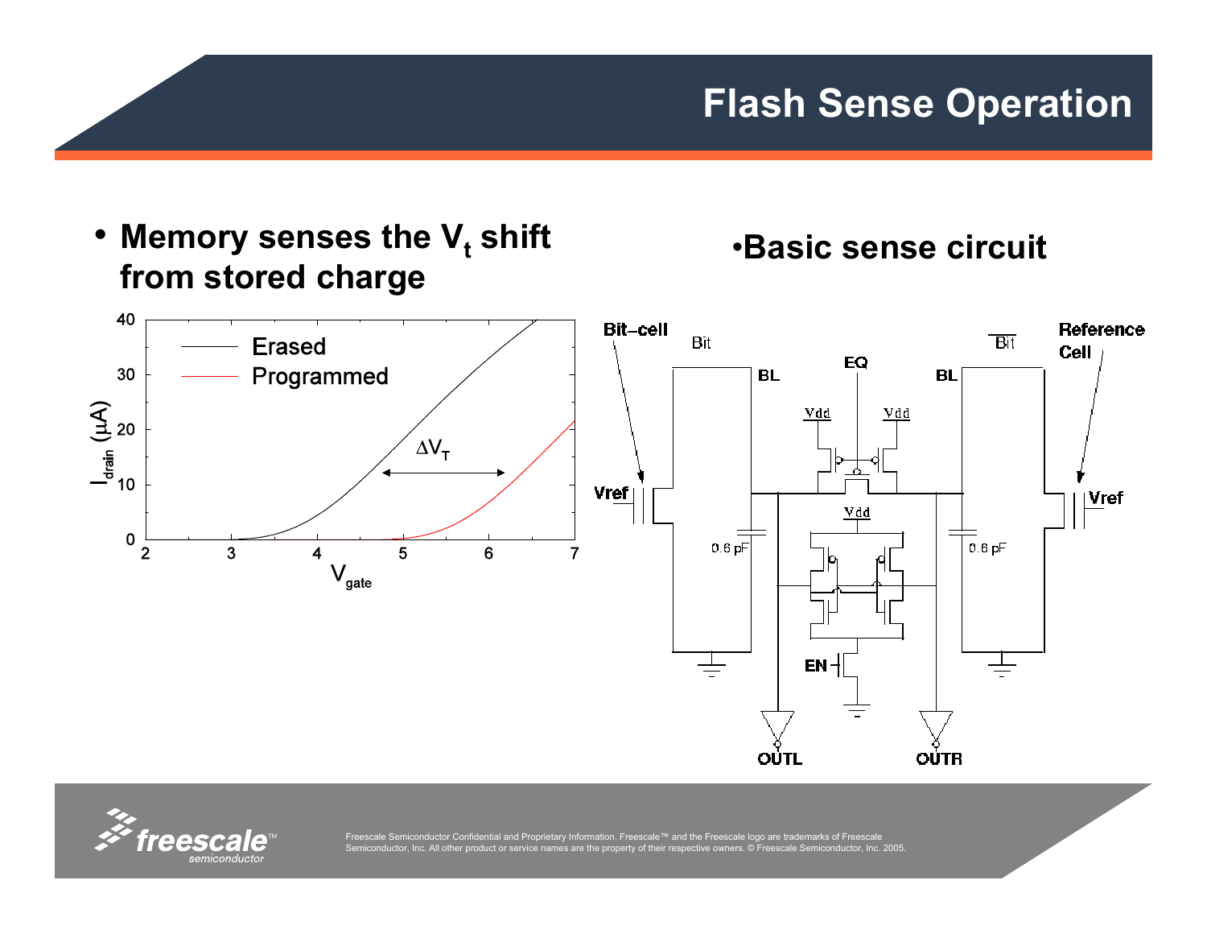# Flash Sense Operation

- **Memory senses the $V_t$ shift from stored charge**

•**Basic sense circuit**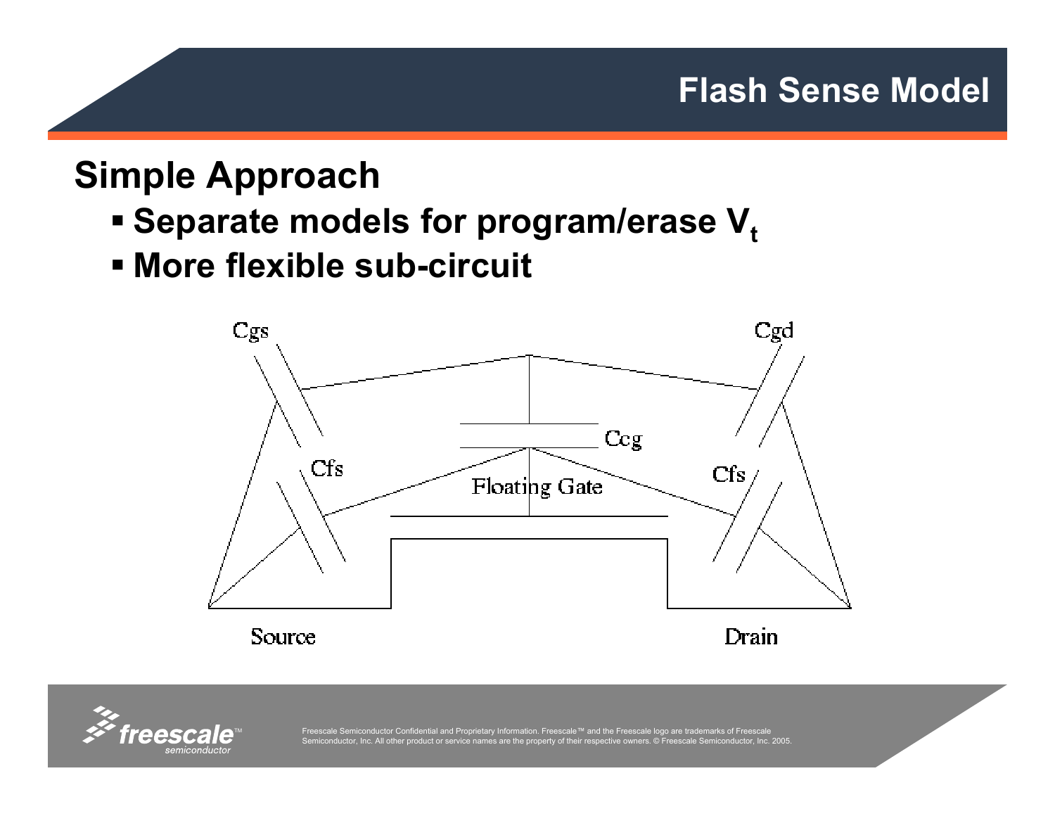# Flash Sense Model

## Simple Approach

- Separate models for program/erase $V_t$
- More flexible sub-circuit

Cgs

Cgd

Ccg

Cfs

Floating Gate

Cfs

Source

Drain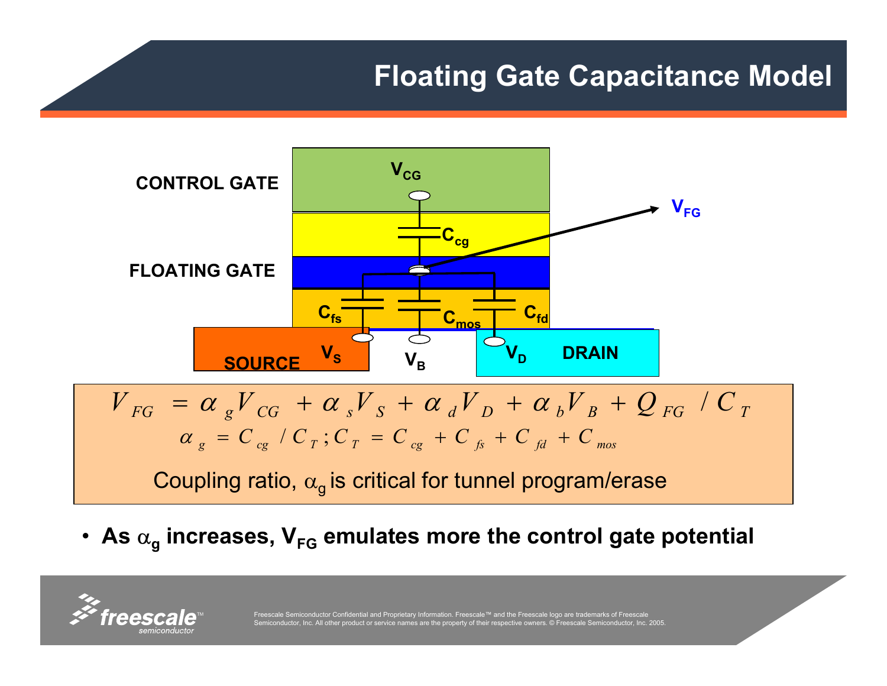# Floating Gate Capacitance Model

CONTROL GATE

$V_{CG}$

$C_{cg}$

$V_{FG}$

FLOATING GATE

$C_{fs}$ $C_{mos}$ $C_{fd}$

SOURCE $V_S$ $V_B$ $V_D$ DRAIN

$$V_{FG} = \alpha_g V_{CG} + \alpha_s V_S + \alpha_d V_D + \alpha_b V_B + Q_{FG} / C_T$$

$$\alpha_g = C_{cg} / C_T ; C_T = C_{cg} + C_{fs} + C_{fd} + C_{mos}$$

Coupling ratio, $\alpha_g$ is critical for tunnel program/erase

- **As $\alpha_g$ increases, $V_{FG}$ emulates more the control gate potential**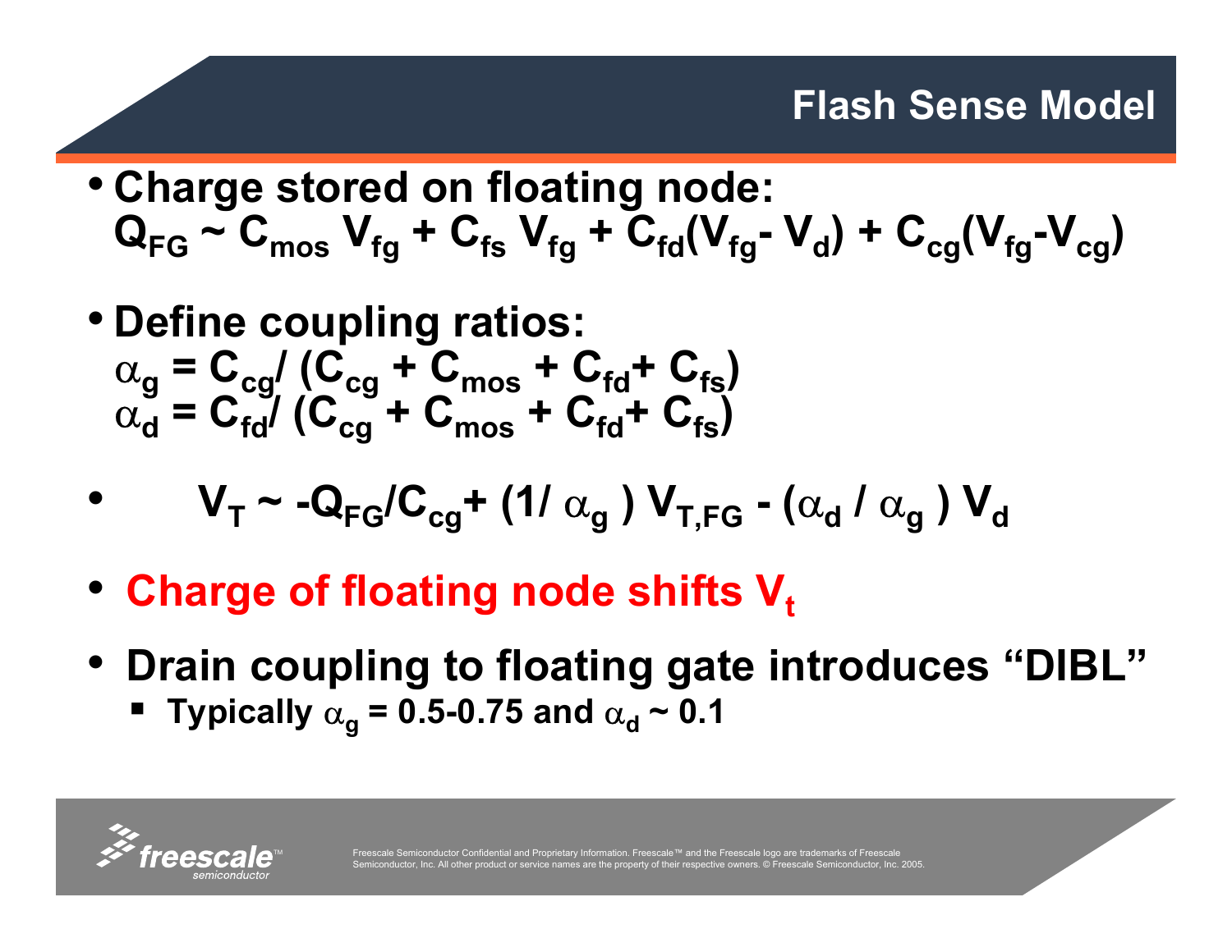# Flash Sense Model

- **Charge stored on floating node:**
  $Q_{FG} \sim C_{mos} V_{fg} + C_{fs} V_{fg} + C_{fd}(V_{fg} - V_d) + C_{cg}(V_{fg} - V_{cg})$

- **Define coupling ratios:**
  $\alpha_g = C_{cg} / (C_{cg} + C_{mos} + C_{fd} + C_{fs})$
  $\alpha_d = C_{fd} / (C_{cg} + C_{mos} + C_{fd} + C_{fs})$

- $V_T \sim -Q_{FG}/C_{cg} + (1/\alpha_g) V_{T,FG} - (\alpha_d / \alpha_g) V_d$

- **Charge of floating node shifts $V_t$**

- **Drain coupling to floating gate introduces "DIBL"**
  - **Typically $\alpha_g$ = 0.5-0.75 and $\alpha_d \sim 0.1$**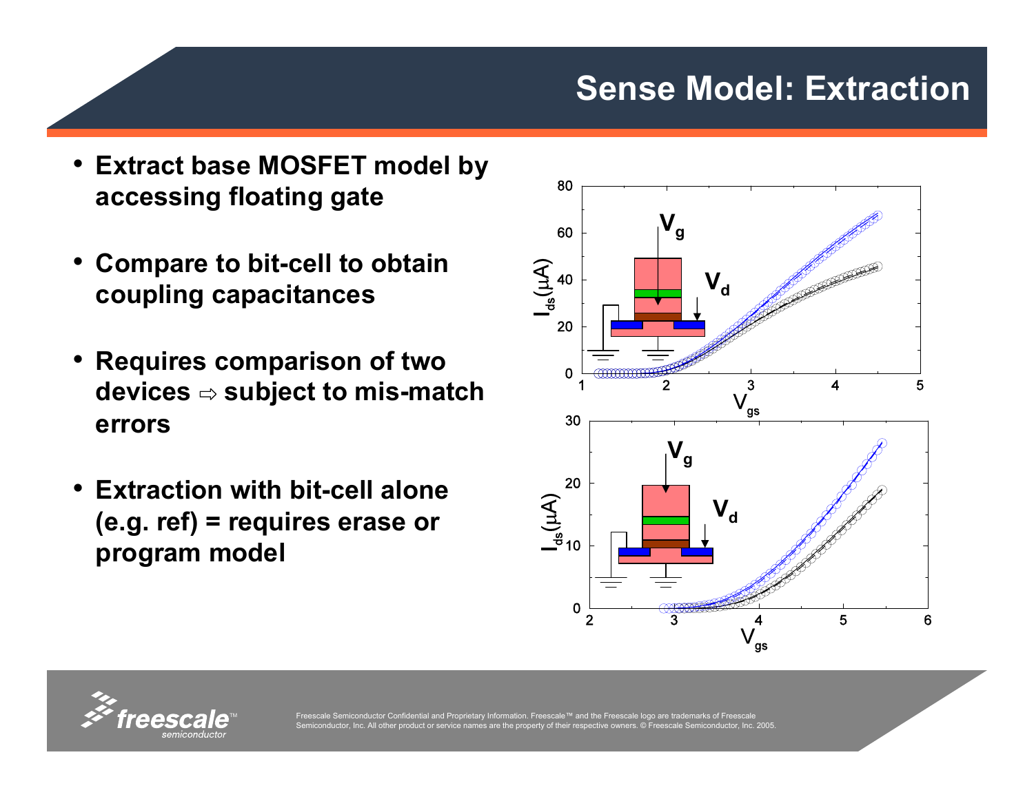# Sense Model: Extraction

- **Extract base MOSFET model by accessing floating gate**
- **Compare to bit-cell to obtain coupling capacitances**
- **Requires comparison of two devices ⇨ subject to mis-match errors**
- **Extraction with bit-cell alone (e.g. ref) = requires erase or program model**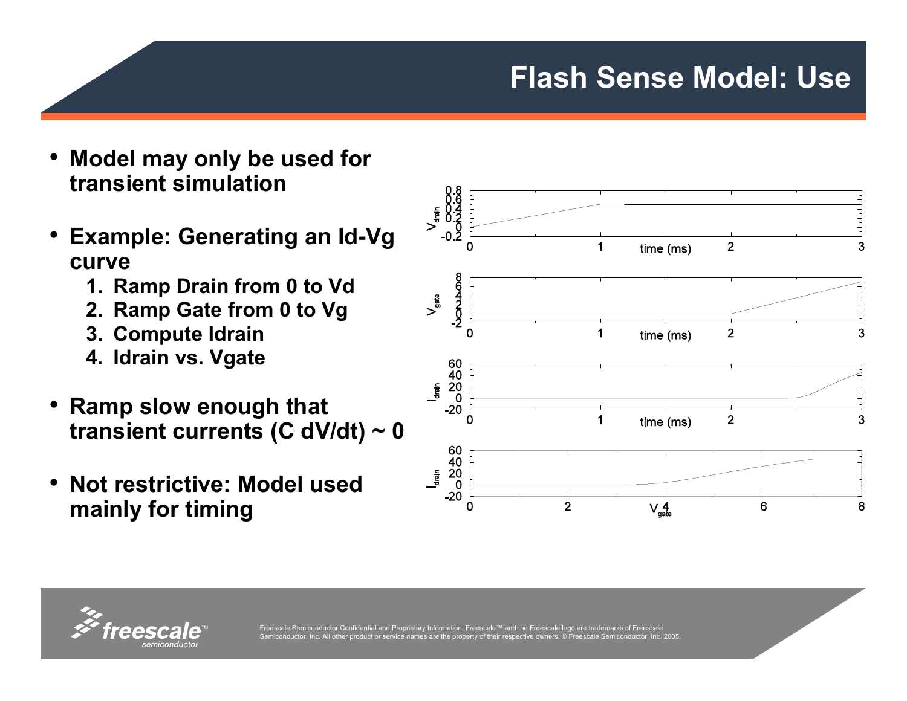# Flash Sense Model: Use

- **Model may only be used for transient simulation**

- **Example: Generating an Id-Vg curve**
  1. **Ramp Drain from 0 to Vd**
  2. **Ramp Gate from 0 to Vg**
  3. **Compute Idrain**
  4. **Idrain vs. Vgate**

- **Ramp slow enough that transient currents (C dV/dt) ~ 0**

- **Not restrictive: Model used mainly for timing**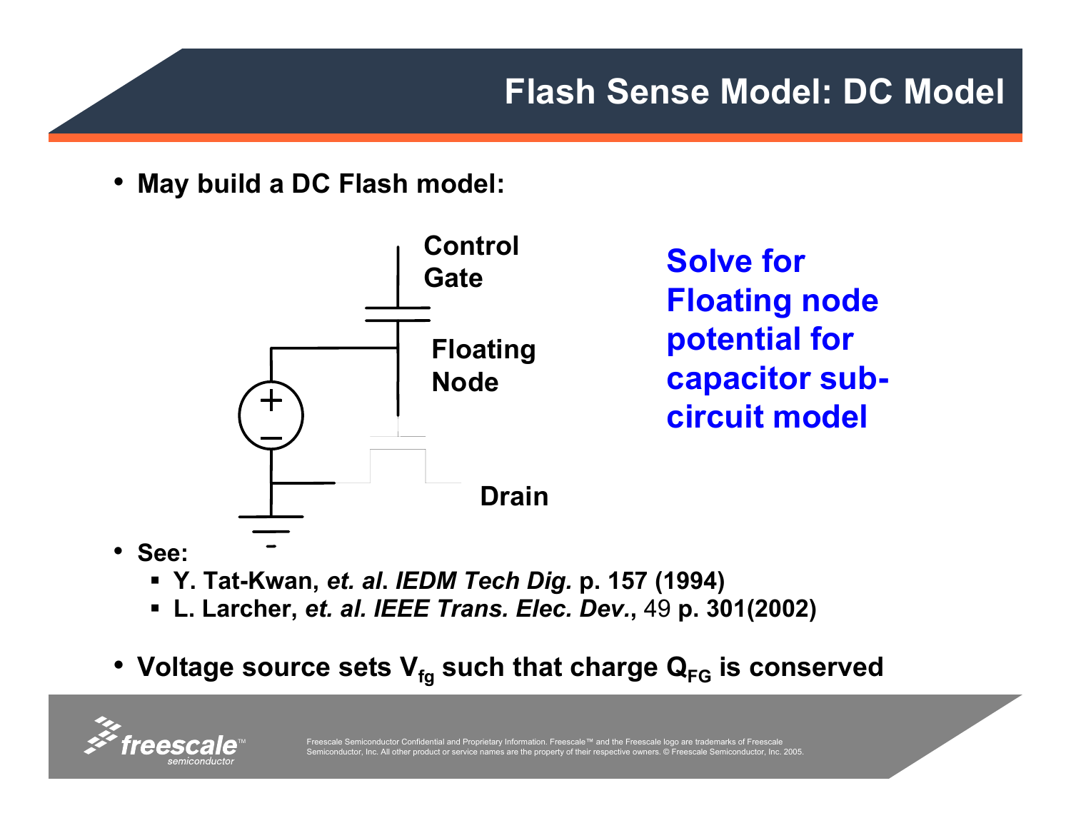# Flash Sense Model: DC Model

- **May build a DC Flash model:**

**Control Gate**

**Floating Node**

**Drain**

**Solve for Floating node potential for capacitor sub-circuit model**

- **See:**
  - **Y. Tat-Kwan,** ***et. al*****.** ***IEDM Tech Dig.*** **p. 157 (1994)**
  - **L. Larcher,** ***et. al. IEEE Trans. Elec. Dev.*****,** 49 **p. 301(2002)**

- **Voltage source sets $V_{fg}$ such that charge $Q_{FG}$ is conserved**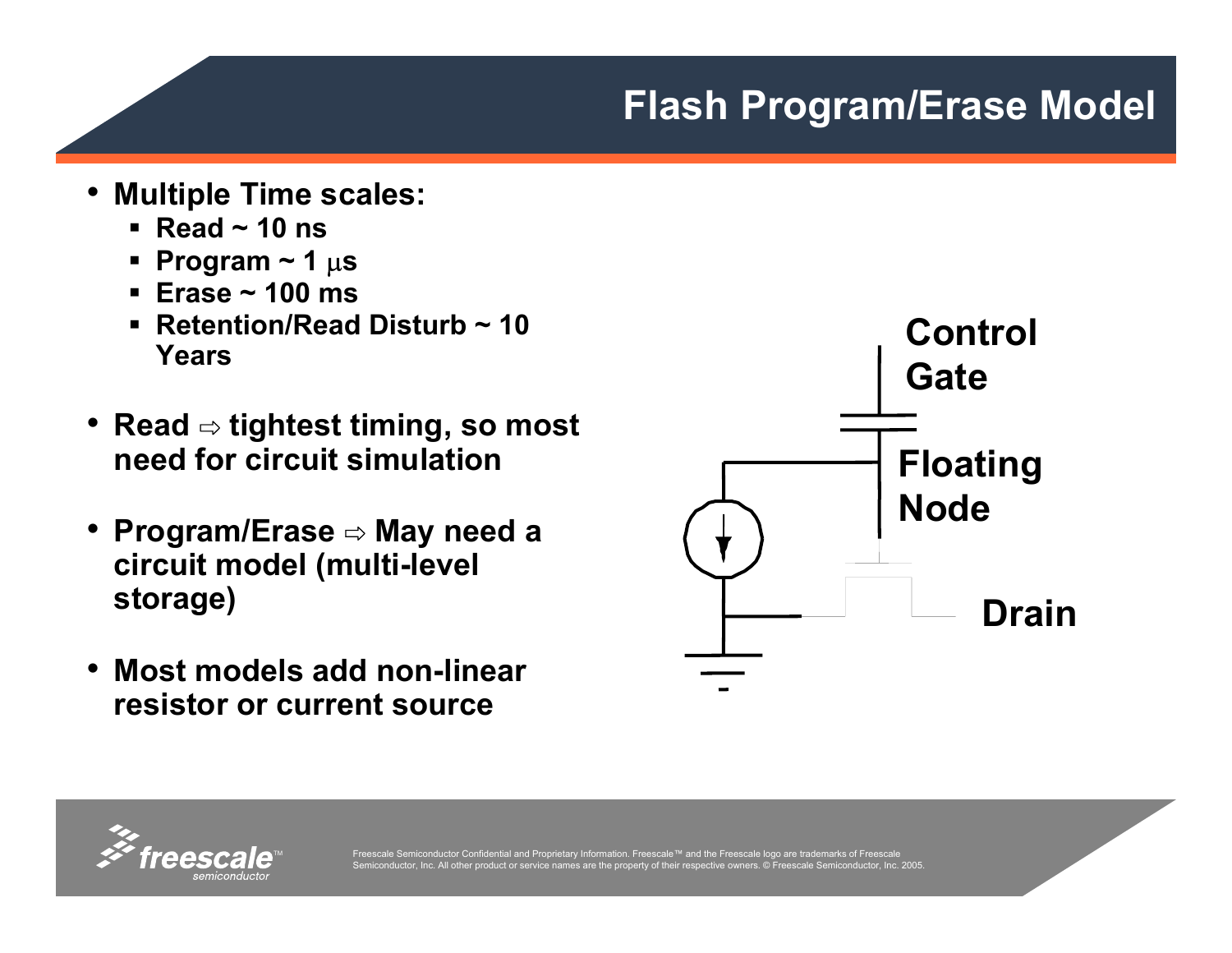# Flash Program/Erase Model

- **Multiple Time scales:**
  - **Read ~ 10 ns**
  - **Program ~ 1 μs**
  - **Erase ~ 100 ms**
  - **Retention/Read Disturb ~ 10 Years**
- **Read ⇨ tightest timing, so most need for circuit simulation**
- **Program/Erase ⇨ May need a circuit model (multi-level storage)**
- **Most models add non-linear resistor or current source**

**Control Gate**

**Floating Node**

**Drain**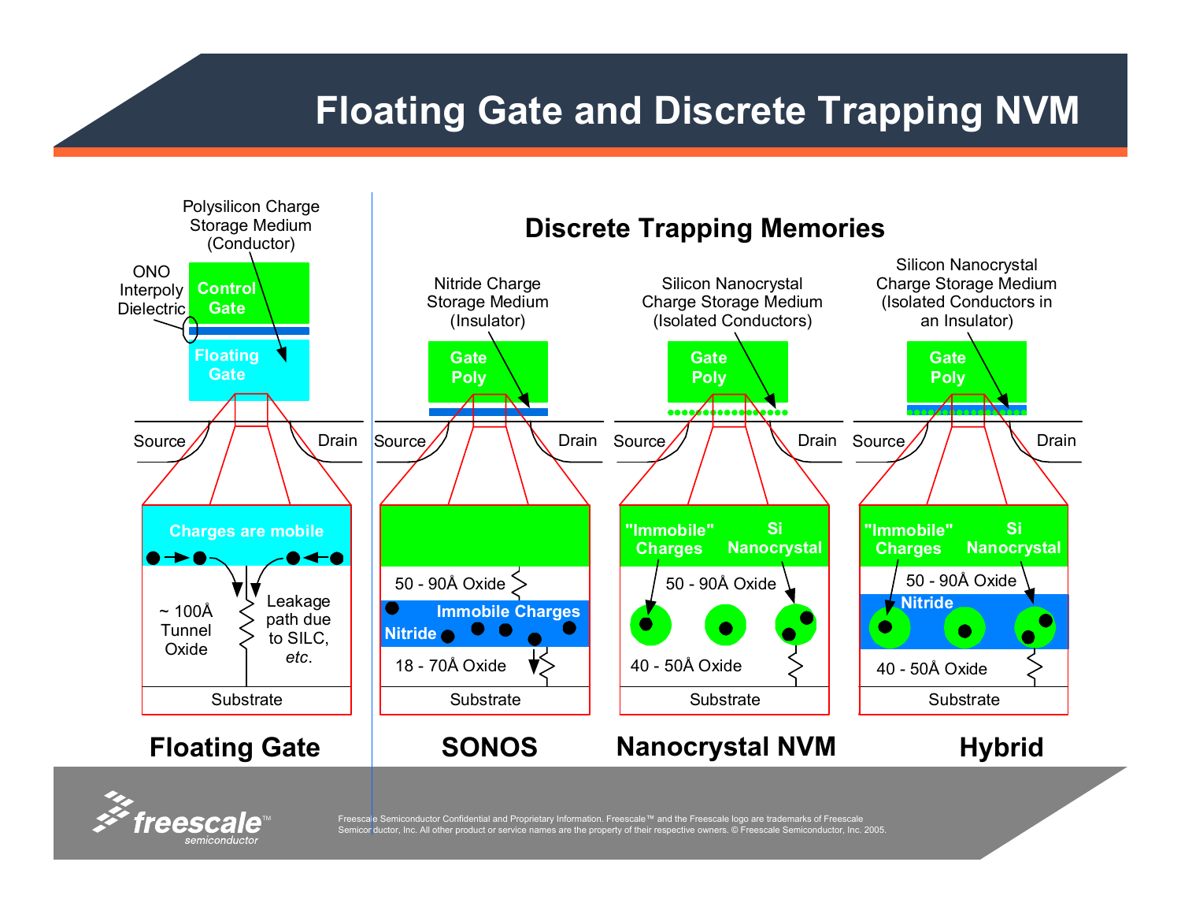# Floating Gate and Discrete Trapping NVM

## Discrete Trapping Memories

**Floating Gate**

- Polysilicon Charge Storage Medium (Conductor)
- ONO Interpoly Dielectric
- Control Gate
- Floating Gate
- Source
- Drain
- Charges are mobile
- ~ 100Å Tunnel Oxide
- Leakage path due to SILC, *etc.*
- Substrate

**SONOS**

- Nitride Charge Storage Medium (Insulator)
- Gate Poly
- Source
- Drain
- 50 - 90Å Oxide
- Immobile Charges
- Nitride
- 18 - 70Å Oxide
- Substrate

**Nanocrystal NVM**

- Silicon Nanocrystal Charge Storage Medium (Isolated Conductors)
- Gate Poly
- Source
- Drain
- "Immobile" Charges
- Si Nanocrystal
- 50 - 90Å Oxide
- 40 - 50Å Oxide
- Substrate

**Hybrid**

- Silicon Nanocrystal Charge Storage Medium (Isolated Conductors in an Insulator)
- Gate Poly
- Source
- Drain
- "Immobile" Charges
- Si Nanocrystal
- 50 - 90Å Oxide
- Nitride
- 40 - 50Å Oxide
- Substrate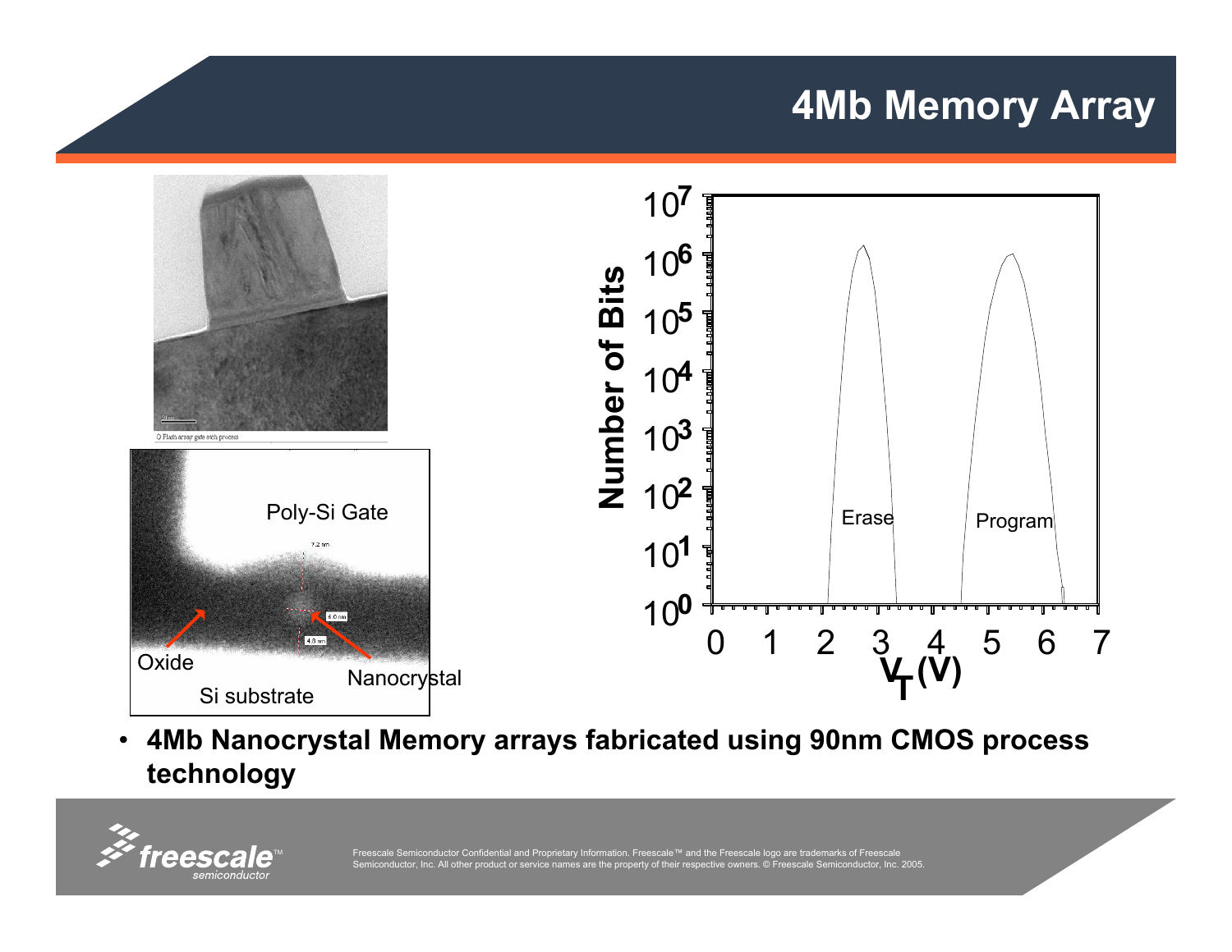# 4Mb Memory Array

- **4Mb Nanocrystal Memory arrays fabricated using 90nm CMOS process technology**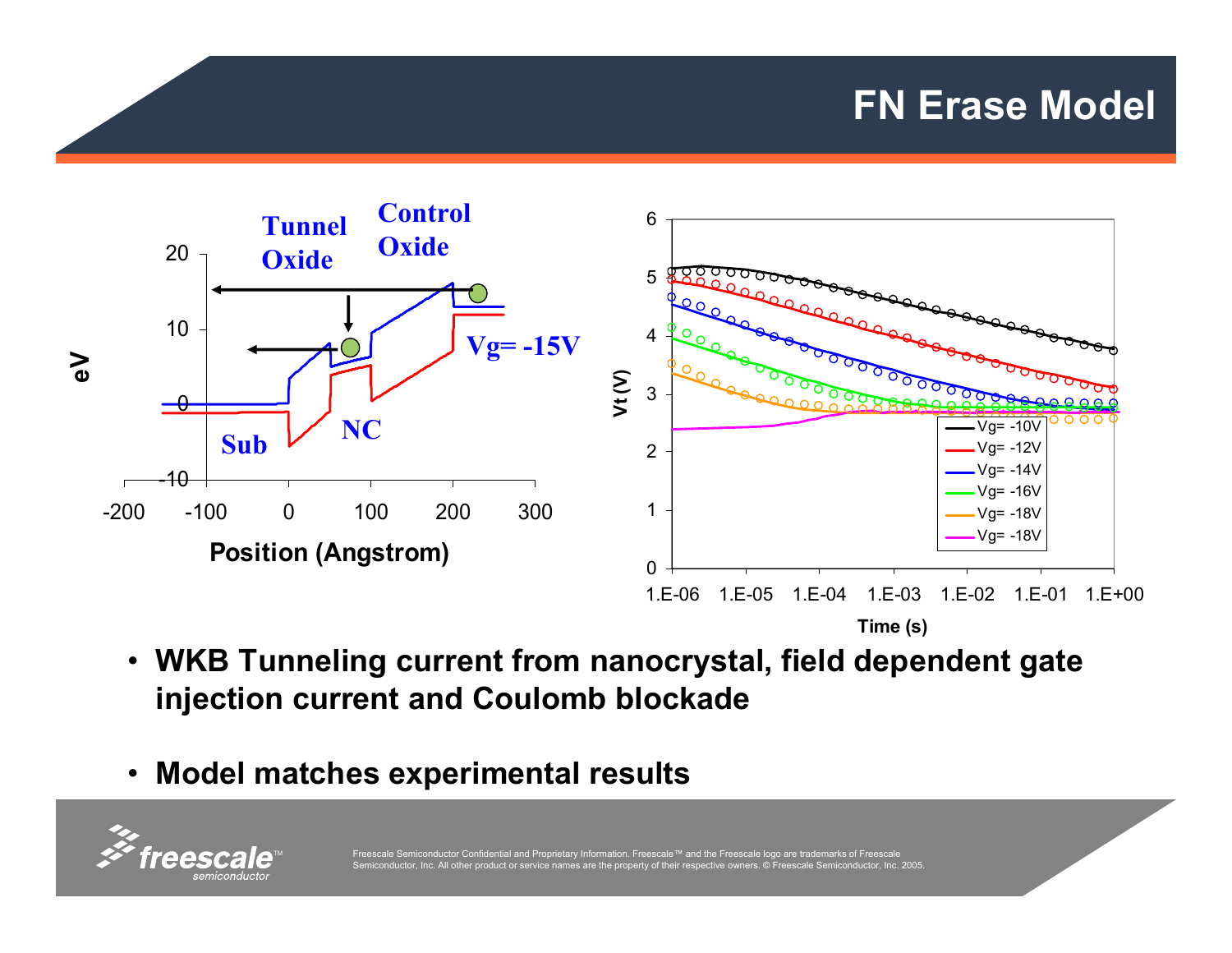# FN Erase Model

- **WKB Tunneling current from nanocrystal, field dependent gate injection current and Coulomb blockade**
- **Model matches experimental results**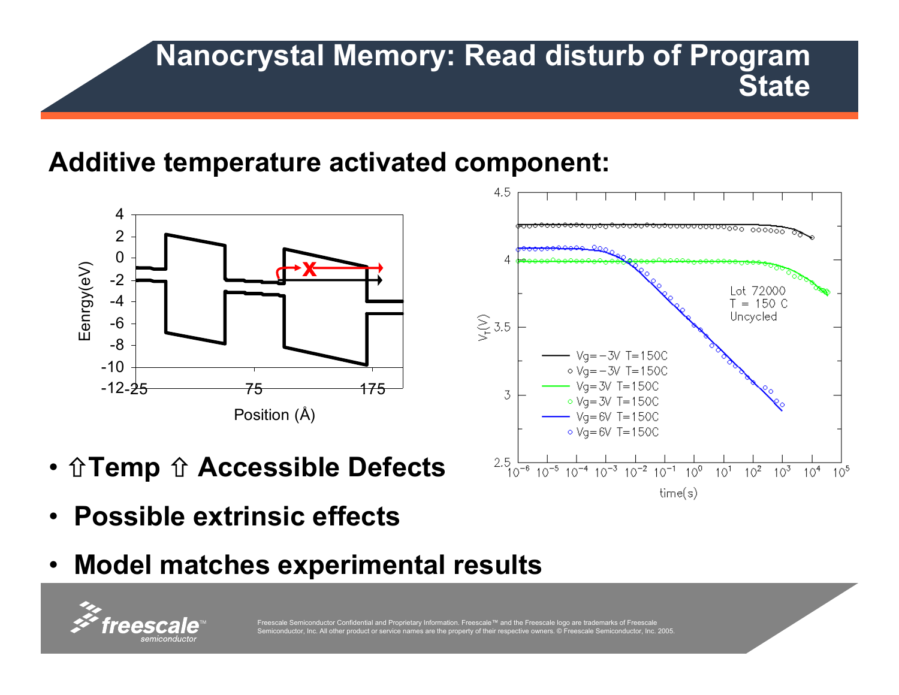# Nanocrystal Memory: Read disturb of Program State

## Additive temperature activated component:

- ⇧Temp ⇧ Accessible Defects
- **Possible extrinsic effects**
- **Model matches experimental results**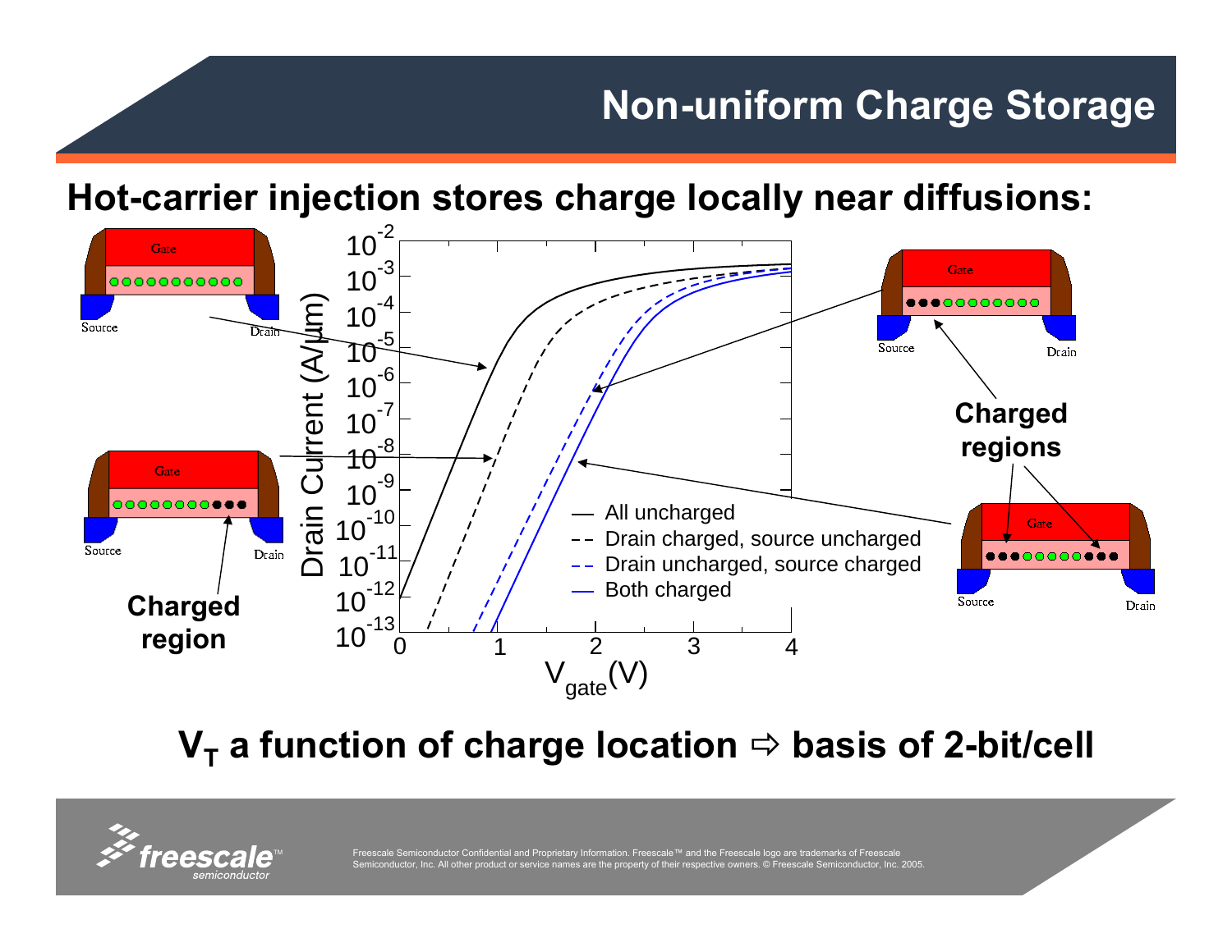# Non-uniform Charge Storage

## Hot-carrier injection stores charge locally near diffusions:

- All uncharged
- Drain charged, source uncharged
- Drain uncharged, source charged
- Both charged

Drain Current (A/μm) vs. $V_{gate}$(V)

Charged region

Charged regions

## $V_T$ a function of charge location ⇨ basis of 2-bit/cell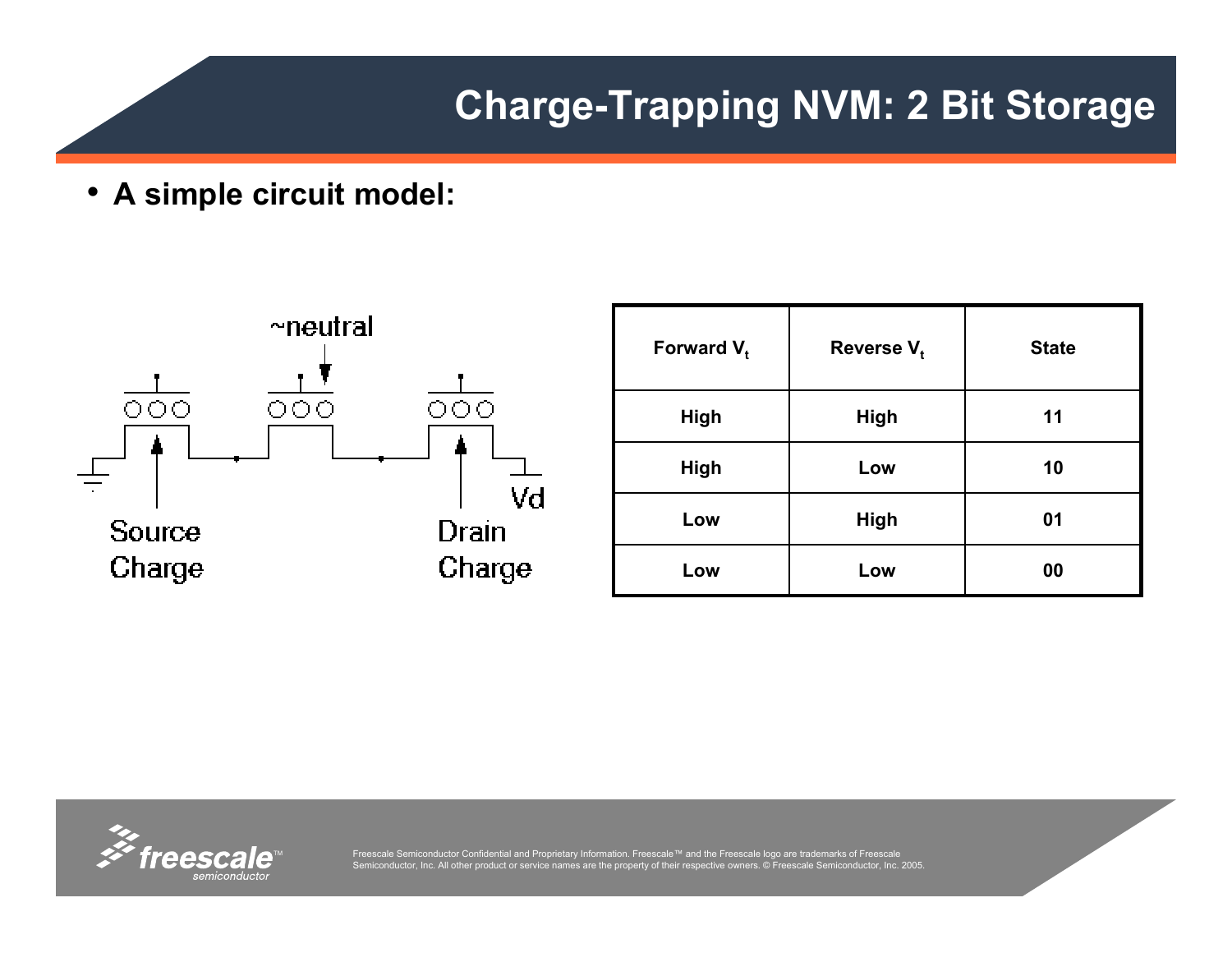# Charge-Trapping NVM: 2 Bit Storage

- **A simple circuit model:**

~neutral

Source Charge

Drain Charge

Vd

| Forward $V_t$ | Reverse $V_t$ | State |
|---|---|---|
| High | High | 11 |
| High | Low | 10 |
| Low | High | 01 |
| Low | Low | 00 |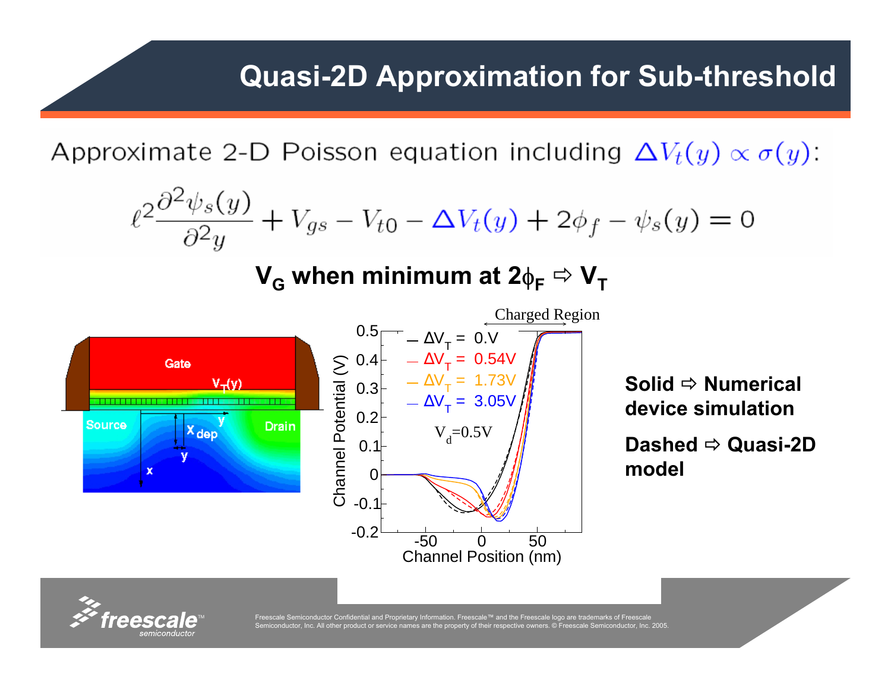# Quasi-2D Approximation for Sub-threshold

Approximate 2-D Poisson equation including $\Delta V_t(y) \propto \sigma(y)$:

$$\ell^2 \frac{\partial^2 \psi_s(y)}{\partial^2 y} + V_{gs} - V_{t0} - \Delta V_t(y) + 2\phi_f - \psi_s(y) = 0$$

**$V_G$ when minimum at $2\phi_F$ ⇨ $V_T$**

**Solid ⇨ Numerical device simulation**

**Dashed ⇨ Quasi-2D model**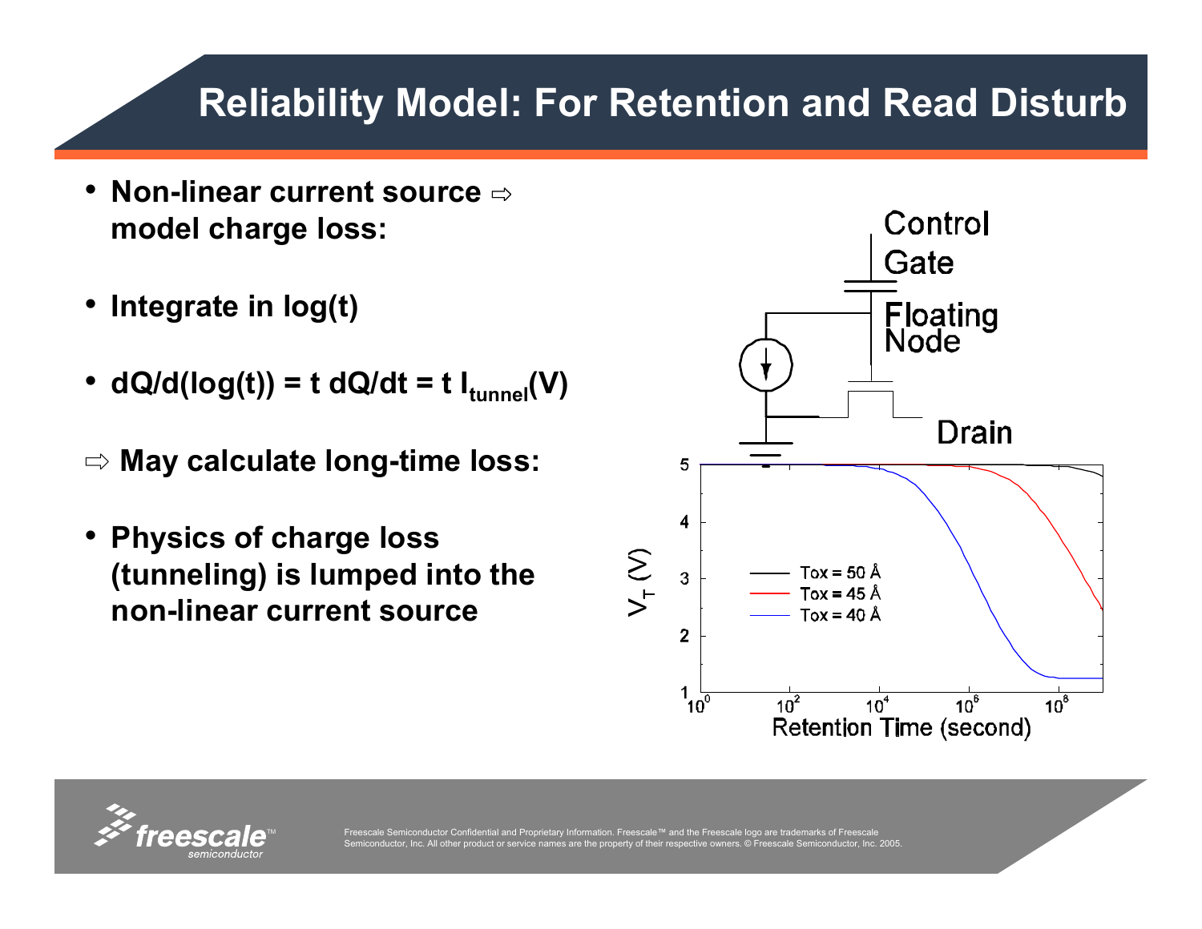# Reliability Model: For Retention and Read Disturb

- **Non-linear current source ⇨ model charge loss:**
- **Integrate in log(t)**
- **$dQ/d(\log(t)) = t\, dQ/dt = t\, I_{tunnel}(V)$**

**⇨ May calculate long-time loss:**

- **Physics of charge loss (tunneling) is lumped into the non-linear current source**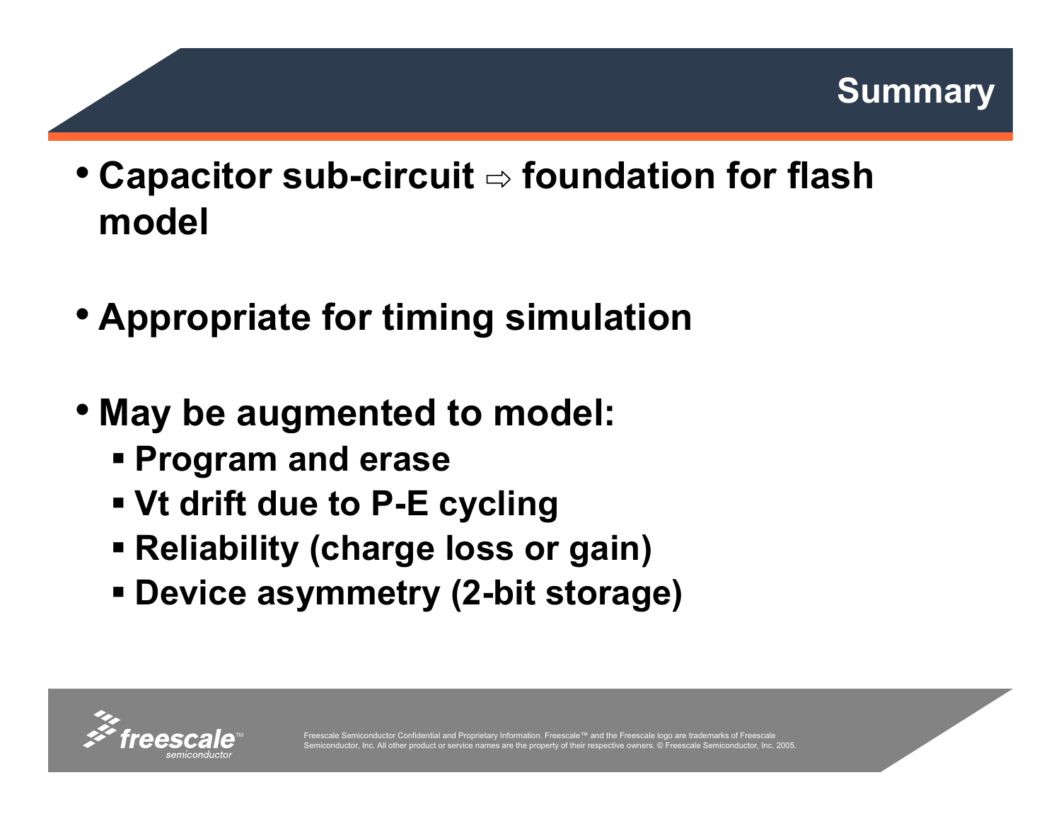# Summary

- Capacitor sub-circuit ⇨ foundation for flash model
- Appropriate for timing simulation
- May be augmented to model:
  - Program and erase
  - Vt drift due to P-E cycling
  - Reliability (charge loss or gain)
  - Device asymmetry (2-bit storage)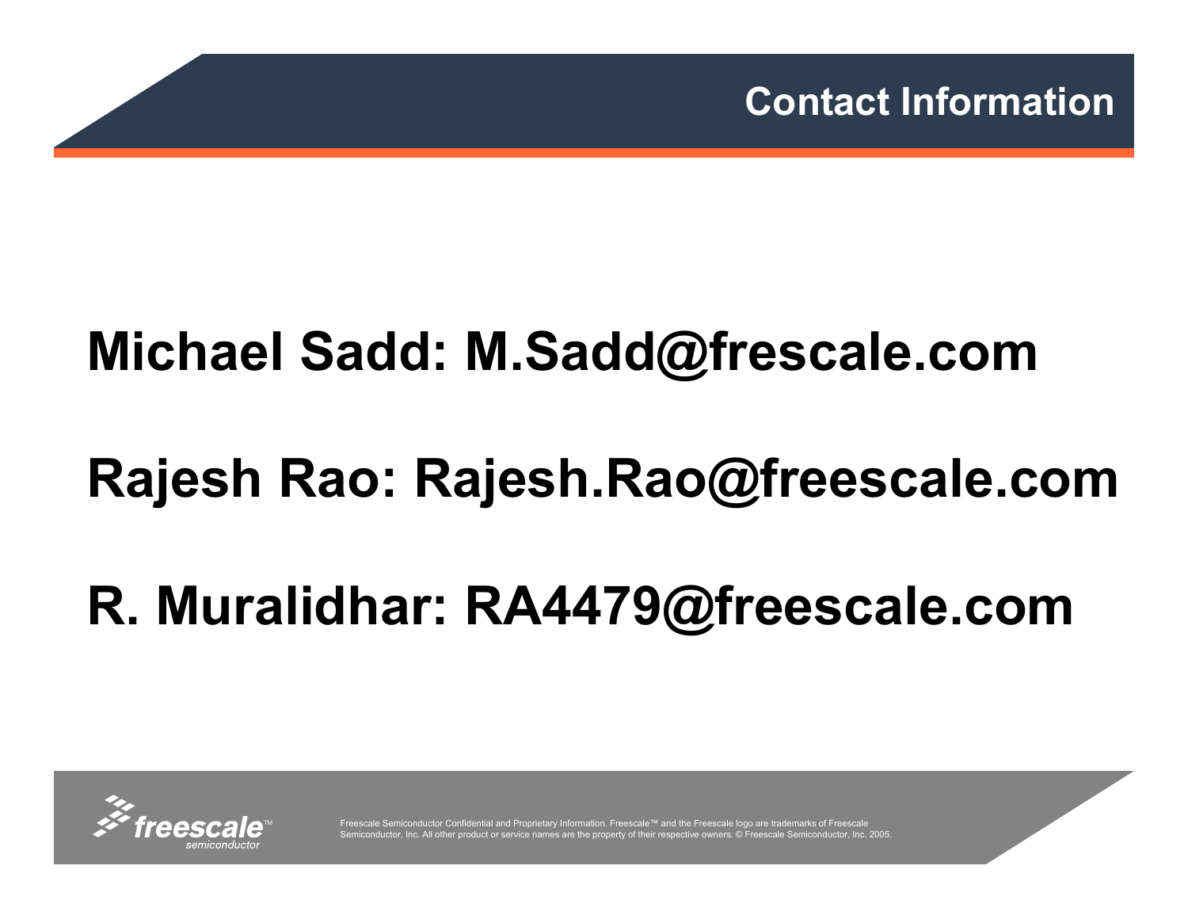# Contact Information

**Michael Sadd: M.Sadd@frescale.com**

**Rajesh Rao: Rajesh.Rao@freescale.com**

**R. Muralidhar: RA4479@freescale.com**